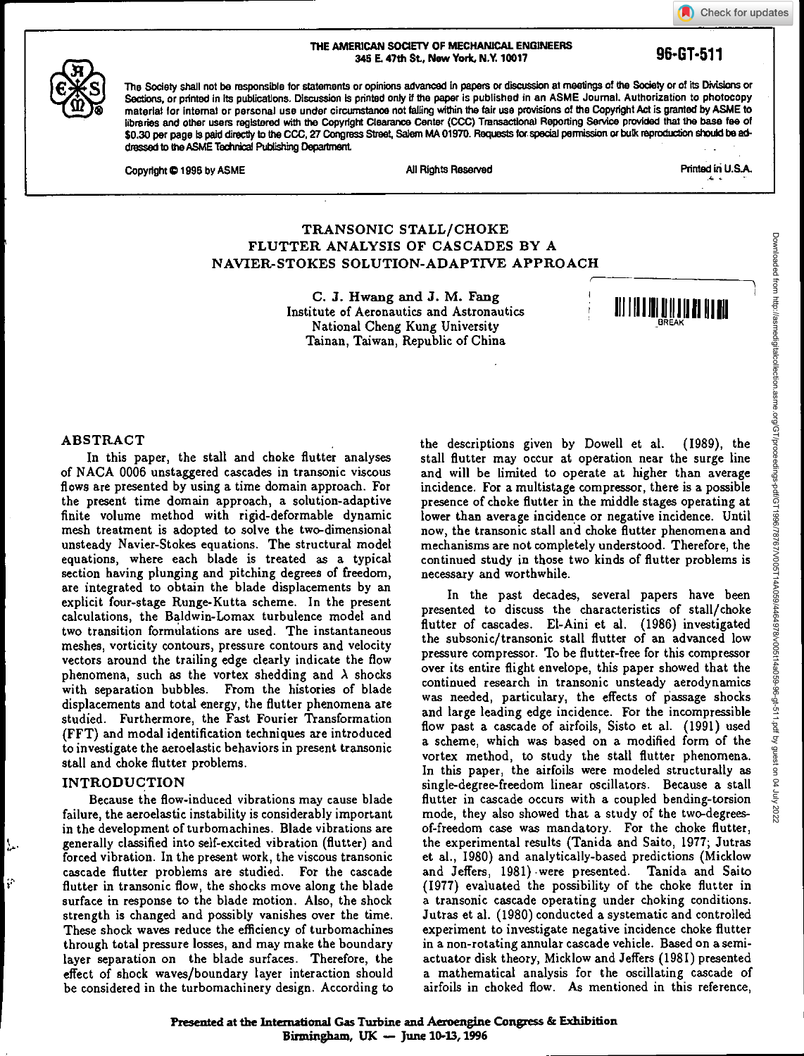THE AMERICAN SOCIETY OF MECHANICAL ENGINEERS
345 E. 47th St., New York, N.Y. 10017

96-GT-511

The Society shall not be responsible for statements or opinions advanced in papers or discussion at meetings of the Society or of its Divisions or Sections, or printed in its publications. Discussion is printed only if the paper is published in an ASME Journal. Authorization to photocopy material for internal or personal use under circumstance not falling within the fair use provisions of the Copyright Act is granted by ASME to libraries and other users registered with the Copyright Clearance Center (CCC) Transactional Reporting Service provided that the base fee of $0.30 per page is paid directly to the CCC, 27 Congress Street, Salem MA 01970. Requests for special permission or bulk reproduction should be addressed to the ASME Technical Publishing Department.

Copyright © 1996 by ASME All Rights Reserved Printed in U.S.A.

# TRANSONIC STALL/CHOKE FLUTTER ANALYSIS OF CASCADES BY A NAVIER-STOKES SOLUTION-ADAPTIVE APPROACH

**C. J. Hwang and J. M. Fang**
Institute of Aeronautics and Astronautics
National Cheng Kung University
Tainan, Taiwan, Republic of China

## ABSTRACT

In this paper, the stall and choke flutter analyses of NACA 0006 unstaggered cascades in transonic viscous flows are presented by using a time domain approach. For the present time domain approach, a solution-adaptive finite volume method with rigid-deformable dynamic mesh treatment is adopted to solve the two-dimensional unsteady Navier-Stokes equations. The structural model equations, where each blade is treated as a typical section having plunging and pitching degrees of freedom, are integrated to obtain the blade displacements by an explicit four-stage Runge-Kutta scheme. In the present calculations, the Baldwin-Lomax turbulence model and two transition formulations are used. The instantaneous meshes, vorticity contours, pressure contours and velocity vectors around the trailing edge clearly indicate the flow phenomena, such as the vortex shedding and $\lambda$ shocks with separation bubbles. From the histories of blade displacements and total energy, the flutter phenomena are studied. Furthermore, the Fast Fourier Transformation (FFT) and modal identification techniques are introduced to investigate the aeroelastic behaviors in present transonic stall and choke flutter problems.

## INTRODUCTION

Because the flow-induced vibrations may cause blade failure, the aeroelastic instability is considerably important in the development of turbomachines. Blade vibrations are generally classified into self-excited vibration (flutter) and forced vibration. In the present work, the viscous transonic cascade flutter problems are studied. For the cascade flutter in transonic flow, the shocks move along the blade surface in response to the blade motion. Also, the shock strength is changed and possibly vanishes over the time. These shock waves reduce the efficiency of turbomachines through total pressure losses, and may make the boundary layer separation on the blade surfaces. Therefore, the effect of shock waves/boundary layer interaction should be considered in the turbomachinery design. According to the descriptions given by Dowell et al. (1989), the stall flutter may occur at operation near the surge line and will be limited to operate at higher than average incidence. For a multistage compressor, there is a possible presence of choke flutter in the middle stages operating at lower than average incidence or negative incidence. Until now, the transonic stall and choke flutter phenomena and mechanisms are not completely understood. Therefore, the continued study in those two kinds of flutter problems is necessary and worthwhile.

In the past decades, several papers have been presented to discuss the characteristics of stall/choke flutter of cascades. El-Aini et al. (1986) investigated the subsonic/transonic stall flutter of an advanced low pressure compressor. To be flutter-free for this compressor over its entire flight envelope, this paper showed that the continued research in transonic unsteady aerodynamics was needed, particulary, the effects of passage shocks and large leading edge incidence. For the incompressible flow past a cascade of airfoils, Sisto et al. (1991) used a scheme, which was based on a modified form of the vortex method, to study the stall flutter phenomena. In this paper, the airfoils were modeled structurally as single-degree-freedom linear oscillators. Because a stall flutter in cascade occurs with a coupled bending-torsion mode, they also showed that a study of the two-degrees-of-freedom case was mandatory. For the choke flutter, the experimental results (Tanida and Saito, 1977; Jutras et al., 1980) and analytically-based predictions (Micklow and Jeffers, 1981) were presented. Tanida and Saito (1977) evaluated the possibility of the choke flutter in a transonic cascade operating under choking conditions. Jutras et al. (1980) conducted a systematic and controlled experiment to investigate negative incidence choke flutter in a non-rotating annular cascade vehicle. Based on a semi-actuator disk theory, Micklow and Jeffers (1981) presented a mathematical analysis for the oscillating cascade of airfoils in choked flow. As mentioned in this reference,

**Presented at the International Gas Turbine and Aeroengine Congress & Exhibition
Birmingham, UK — June 10-13, 1996**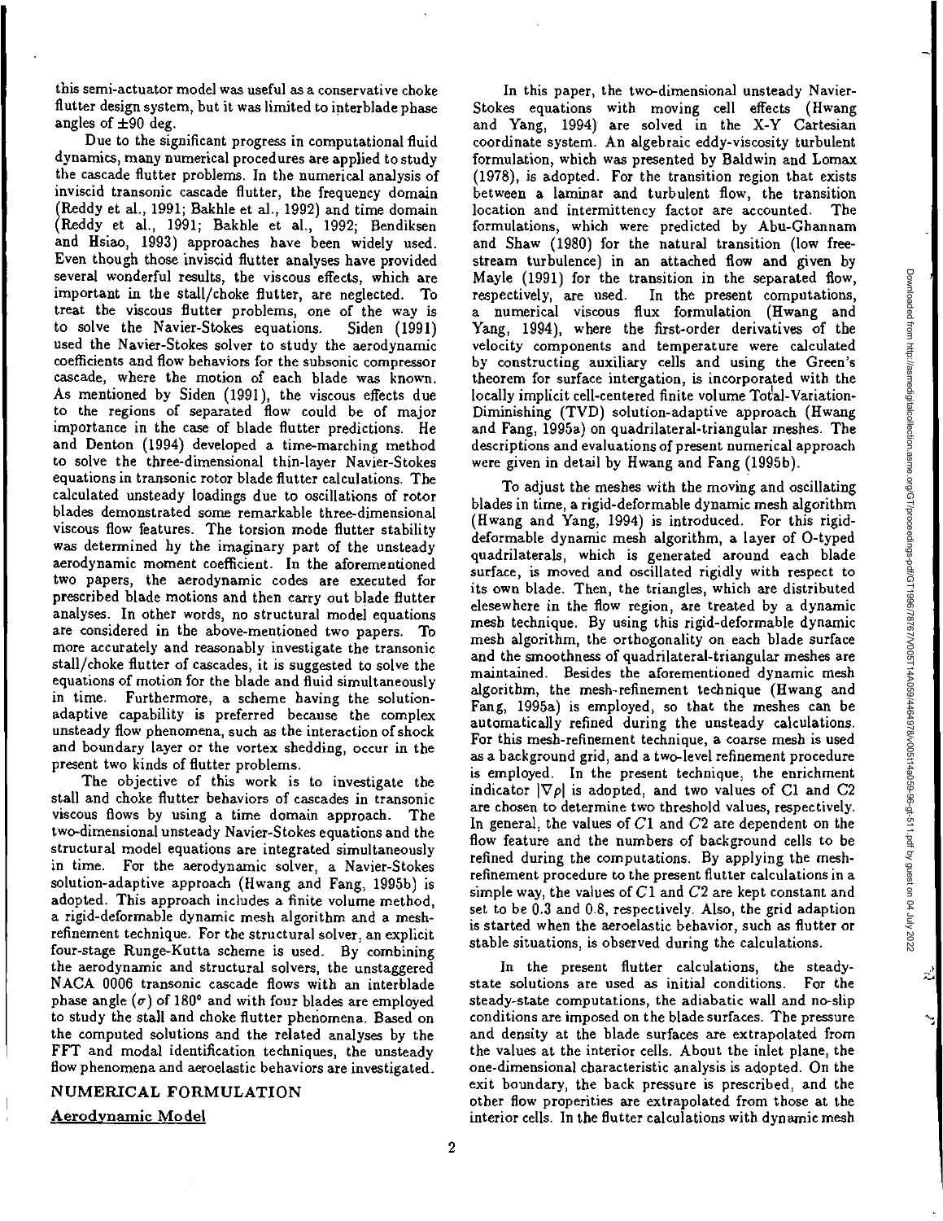this semi-actuator model was useful as a conservative choke flutter design system, but it was limited to interblade phase angles of ±90 deg.

Due to the significant progress in computational fluid dynamics, many numerical procedures are applied to study the cascade flutter problems. In the numerical analysis of inviscid transonic cascade flutter, the frequency domain (Reddy et al., 1991; Bakhle et al., 1992) and time domain (Reddy et al., 1991; Bakhle et al., 1992; Bendiksen and Hsiao, 1993) approaches have been widely used. Even though those inviscid flutter analyses have provided several wonderful results, the viscous effects, which are important in the stall/choke flutter, are neglected. To treat the viscous flutter problems, one of the way is to solve the Navier-Stokes equations. Siden (1991) used the Navier-Stokes solver to study the aerodynamic coefficients and flow behaviors for the subsonic compressor cascade, where the motion of each blade was known. As mentioned by Siden (1991), the viscous effects due to the regions of separated flow could be of major importance in the case of blade flutter predictions. He and Denton (1994) developed a time-marching method to solve the three-dimensional thin-layer Navier-Stokes equations in transonic rotor blade flutter calculations. The calculated unsteady loadings due to oscillations of rotor blades demonstrated some remarkable three-dimensional viscous flow features. The torsion mode flutter stability was determined hy the imaginary part of the unsteady aerodynamic moment coefficient. In the aforementioned two papers, the aerodynamic codes are executed for prescribed blade motions and then carry out blade flutter analyses. In other words, no structural model equations are considered in the above-mentioned two papers. To more accurately and reasonably investigate the transonic stall/choke flutter of cascades, it is suggested to solve the equations of motion for the blade and fluid simultaneously in time. Furthermore, a scheme having the solution-adaptive capability is preferred because the complex unsteady flow phenomena, such as the interaction of shock and boundary layer or the vortex shedding, occur in the present two kinds of flutter problems.

The objective of this work is to investigate the stall and choke flutter behaviors of cascades in transonic viscous flows by using a time domain approach. The two-dimensional unsteady Navier-Stokes equations and the structural model equations are integrated simultaneously in time. For the aerodynamic solver, a Navier-Stokes solution-adaptive approach (Hwang and Fang, 1995b) is adopted. This approach includes a finite volume method, a rigid-deformable dynamic mesh algorithm and a mesh-refinement technique. For the structural solver, an explicit four-stage Runge-Kutta scheme is used. By combining the aerodynamic and structural solvers, the unstaggered NACA 0006 transonic cascade flows with an interblade phase angle ($\sigma$) of 180° and with four blades are employed to study the stall and choke flutter phenomena. Based on the computed solutions and the related analyses by the FFT and modal identification techniques, the unsteady flow phenomena and aeroelastic behaviors are investigated.

## NUMERICAL FORMULATION

### Aerodynamic Model

In this paper, the two-dimensional unsteady Navier-Stokes equations with moving cell effects (Hwang and Yang, 1994) are solved in the X-Y Cartesian coordinate system. An algebraic eddy-viscosity turbulent formulation, which was presented by Baldwin and Lomax (1978), is adopted. For the transition region that exists between a laminar and turbulent flow, the transition location and intermittency factor are accounted. The formulations, which were predicted by Abu-Ghannam and Shaw (1980) for the natural transition (low free-stream turbulence) in an attached flow and given by Mayle (1991) for the transition in the separated flow, respectively, are used. In the present computations, a numerical viscous flux formulation (Hwang and Yang, 1994), where the first-order derivatives of the velocity components and temperature were calculated by constructing auxiliary cells and using the Green's theorem for surface intergation, is incorporated with the locally implicit cell-centered finite volume Total-Variation-Diminishing (TVD) solution-adaptive approach (Hwang and Fang, 1995a) on quadrilateral-triangular meshes. The descriptions and evaluations of present numerical approach were given in detail by Hwang and Fang (1995b).

To adjust the meshes with the moving and oscillating blades in time, a rigid-deformable dynamic mesh algorithm (Hwang and Yang, 1994) is introduced. For this rigid-deformable dynamic mesh algorithm, a layer of O-typed quadrilaterals, which is generated around each blade surface, is moved and oscillated rigidly with respect to its own blade. Then, the triangles, which are distributed elesewhere in the flow region, are treated by a dynamic mesh technique. By using this rigid-deformable dynamic mesh algorithm, the orthogonality on each blade surface and the smoothness of quadrilateral-triangular meshes are maintained. Besides the aforementioned dynamic mesh algorithm, the mesh-refinement technique (Hwang and Fang, 1995a) is employed, so that the meshes can be automatically refined during the unsteady calculations. For this mesh-refinement technique, a coarse mesh is used as a background grid, and a two-level refinement procedure is employed. In the present technique, the enrichment indicator $|\nabla\rho|$ is adopted, and two values of C1 and C2 are chosen to determine two threshold values, respectively. In general, the values of $C1$ and $C2$ are dependent on the flow feature and the numbers of background cells to be refined during the computations. By applying the mesh-refinement procedure to the present flutter calculations in a simple way, the values of $C1$ and $C2$ are kept constant and set to be 0.3 and 0.8, respectively. Also, the grid adaption is started when the aeroelastic behavior, such as flutter or stable situations, is observed during the calculations.

In the present flutter calculations, the steady-state solutions are used as initial conditions. For the steady-state computations, the adiabatic wall and no-slip conditions are imposed on the blade surfaces. The pressure and density at the blade surfaces are extrapolated from the values at the interior cells. About the inlet plane, the one-dimensional characteristic analysis is adopted. On the exit boundary, the back pressure is prescribed, and the other flow properities are extrapolated from those at the interior cells. In the flutter calculations with dynamic mesh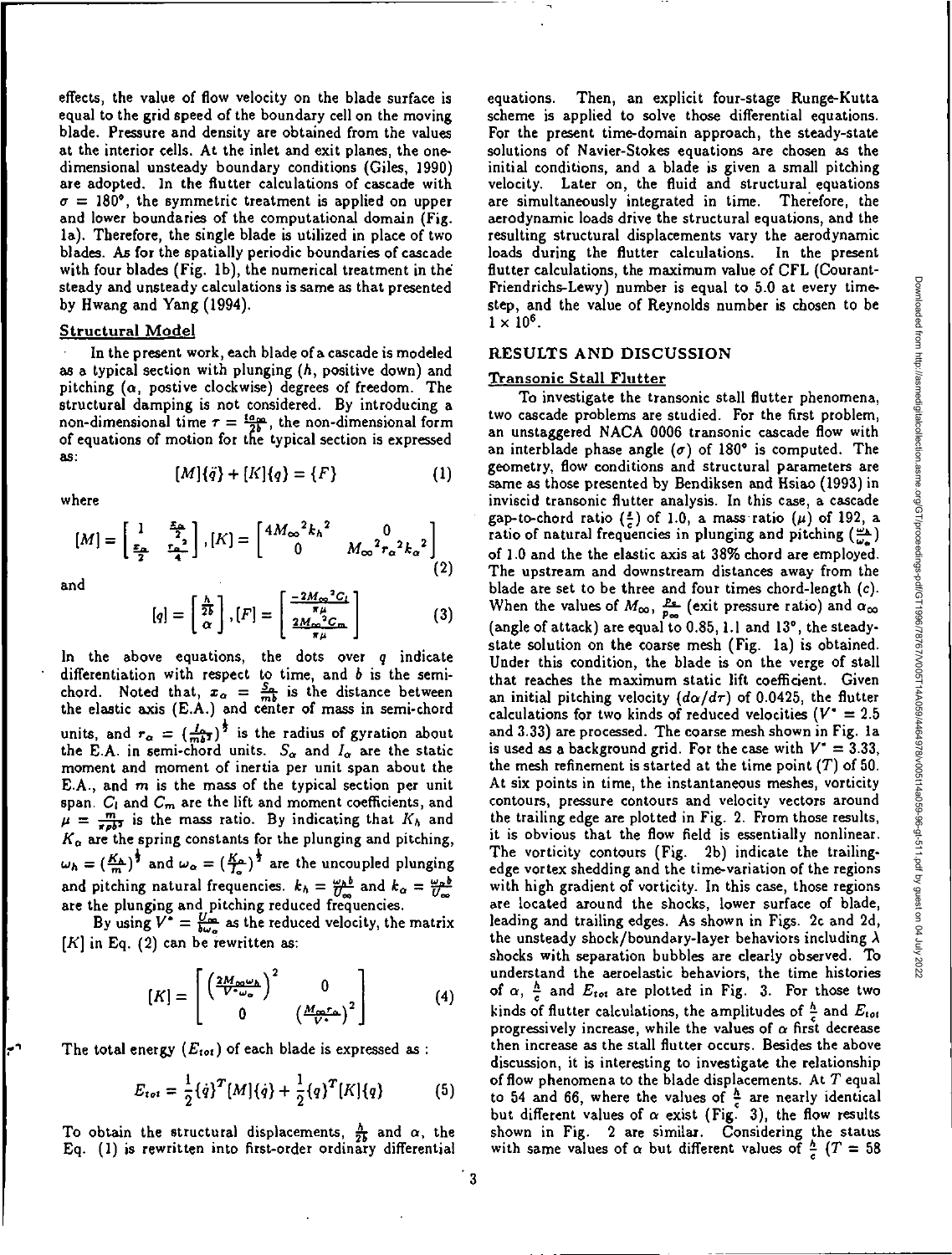effects, the value of flow velocity on the blade surface is equal to the grid speed of the boundary cell on the moving blade. Pressure and density are obtained from the values at the interior cells. At the inlet and exit planes, the one-dimensional unsteady boundary conditions (Giles, 1990) are adopted. In the flutter calculations of cascade with $\sigma = 180°$, the symmetric treatment is applied on upper and lower boundaries of the computational domain (Fig. 1a). Therefore, the single blade is utilized in place of two blades. As for the spatially periodic boundaries of cascade with four blades (Fig. 1b), the numerical treatment in the steady and unsteady calculations is same as that presented by Hwang and Yang (1994).

### Structural Model

In the present work, each blade of a cascade is modeled as a typical section with plunging ($h$, positive down) and pitching ($\alpha$, postive clockwise) degrees of freedom. The structural damping is not considered. By introducing a non-dimensional time $\tau = \frac{t a_\infty}{2b}$, the non-dimensional form of equations of motion for the typical section is expressed as:

$$[M]\{\ddot{q}\} + [K]\{q\} = \{F\} \tag{1}$$

where

$$[M] = \begin{bmatrix} 1 & \frac{x_\alpha}{2} \\ \frac{x_\alpha}{2} & \frac{r_\alpha{}^2}{4} \end{bmatrix}, [K] = \begin{bmatrix} 4M_\infty{}^2 k_h{}^2 & 0 \\ 0 & M_\infty{}^2 r_\alpha{}^2 k_\alpha{}^2 \end{bmatrix} \tag{2}$$

and

$$[q] = \begin{bmatrix} \frac{h}{2b} \\ \alpha \end{bmatrix}, [F] = \begin{bmatrix} \frac{-2M_\infty{}^2 C_l}{\pi\mu} \\ \frac{2M_\infty{}^2 C_m}{\pi\mu} \end{bmatrix} \tag{3}$$

In the above equations, the dots over $q$ indicate differentiation with respect to time, and $b$ is the semi-chord. Noted that, $x_\alpha = \frac{S_\alpha}{mb}$ is the distance between the elastic axis (E.A.) and center of mass in semi-chord units, and $r_\alpha = (\frac{I_\alpha}{mb^2})^{\frac{1}{2}}$ is the radius of gyration about the E.A. in semi-chord units. $S_\alpha$ and $I_\alpha$ are the static moment and moment of inertia per unit span about the E.A., and $m$ is the mass of the typical section per unit span. $C_l$ and $C_m$ are the lift and moment coefficients, and $\mu = \frac{m}{\pi\rho b^2}$ is the mass ratio. By indicating that $K_h$ and $K_\alpha$ are the spring constants for the plunging and pitching, $\omega_h = (\frac{K_h}{m})^{\frac{1}{2}}$ and $\omega_\alpha = (\frac{K_\alpha}{I_\alpha})^{\frac{1}{2}}$ are the uncoupled plunging and pitching natural frequencies. $k_h = \frac{\omega_h b}{U_\infty}$ and $k_\alpha = \frac{\omega_\alpha b}{U_\infty}$ are the plunging and pitching reduced frequencies.

By using $V^* = \frac{U_\infty}{b\omega_\alpha}$ as the reduced velocity, the matrix $[K]$ in Eq. (2) can be rewritten as:

$$[K] = \begin{bmatrix} \left(\frac{2M_\infty \omega_h}{V^* \omega_\alpha}\right)^2 & 0 \\ 0 & \left(\frac{M_\infty r_\alpha}{V^*}\right)^2 \end{bmatrix} \tag{4}$$

The total energy ($E_{tot}$) of each blade is expressed as :

$$E_{tot} = \frac{1}{2}\{\dot{q}\}^T[M]\{\dot{q}\} + \frac{1}{2}\{q\}^T[K]\{q\} \tag{5}$$

To obtain the structural displacements, $\frac{h}{2b}$ and $\alpha$, the Eq. (1) is rewritten into first-order ordinary differential equations. Then, an explicit four-stage Runge-Kutta scheme is applied to solve those differential equations. For the present time-domain approach, the steady-state solutions of Navier-Stokes equations are chosen as the initial conditions, and a blade is given a small pitching velocity. Later on, the fluid and structural equations are simultaneously integrated in time. Therefore, the aerodynamic loads drive the structural equations, and the resulting structural displacements vary the aerodynamic loads during the flutter calculations. In the present flutter calculations, the maximum value of CFL (Courant-Friendrichs-Lewy) number is equal to 5.0 at every time-step, and the value of Reynolds number is chosen to be $1 \times 10^6$.

## RESULTS AND DISCUSSION

### Transonic Stall Flutter

To investigate the transonic stall flutter phenomena, two cascade problems are studied. For the first problem, an unstaggered NACA 0006 transonic cascade flow with an interblade phase angle ($\sigma$) of 180° is computed. The geometry, flow conditions and structural parameters are same as those presented by Bendiksen and Hsiao (1993) in inviscid transonic flutter analysis. In this case, a cascade gap-to-chord ratio ($\frac{s}{c}$) of 1.0, a mass ratio ($\mu$) of 192, a ratio of natural frequencies in plunging and pitching ($\frac{\omega_h}{\omega_\alpha}$) of 1.0 and the elastic axis at 38% chord are employed. The upstream and downstream distances away from the blade are set to be three and four times chord-length ($c$). When the values of $M_\infty$, $\frac{p_e}{p_\infty}$ (exit pressure ratio) and $\alpha_\infty$ (angle of attack) are equal to 0.85, 1.1 and 13°, the steady-state solution on the coarse mesh (Fig. 1a) is obtained. Under this condition, the blade is on the verge of stall that reaches the maximum static lift coefficient. Given an initial pitching velocity ($d\alpha/d\tau$) of 0.0425, the flutter calculations for two kinds of reduced velocities ($V^* = 2.5$ and 3.33) are processed. The coarse mesh shown in Fig. 1a is used as a background grid. For the case with $V^* = 3.33$, the mesh refinement is started at the time point ($T$) of 50. At six points in time, the instantaneous meshes, vorticity contours, pressure contours and velocity vectors around the trailing edge are plotted in Fig. 2. From those results, it is obvious that the flow field is essentially nonlinear. The vorticity contours (Fig. 2b) indicate the trailing-edge vortex shedding and the time-variation of the regions with high gradient of vorticity. In this case, those regions are located around the shocks, lower surface of blade, leading and trailing edges. As shown in Figs. 2c and 2d, the unsteady shock/boundary-layer behaviors including $\lambda$ shocks with separation bubbles are clearly observed. To understand the aeroelastic behaviors, the time histories of $\alpha$, $\frac{h}{c}$ and $E_{tot}$ are plotted in Fig. 3. For those two kinds of flutter calculations, the amplitudes of $\frac{h}{c}$ and $E_{tot}$ progressively increase, while the values of $\alpha$ first decrease then increase as the stall flutter occurs. Besides the above discussion, it is interesting to investigate the relationship of flow phenomena to the blade displacements. At $T$ equal to 54 and 66, where the values of $\frac{h}{c}$ are nearly identical but different values of $\alpha$ exist (Fig. 3), the flow results shown in Fig. 2 are similar. Considering the status with same values of $\alpha$ but different values of $\frac{h}{c}$ ($T = 58$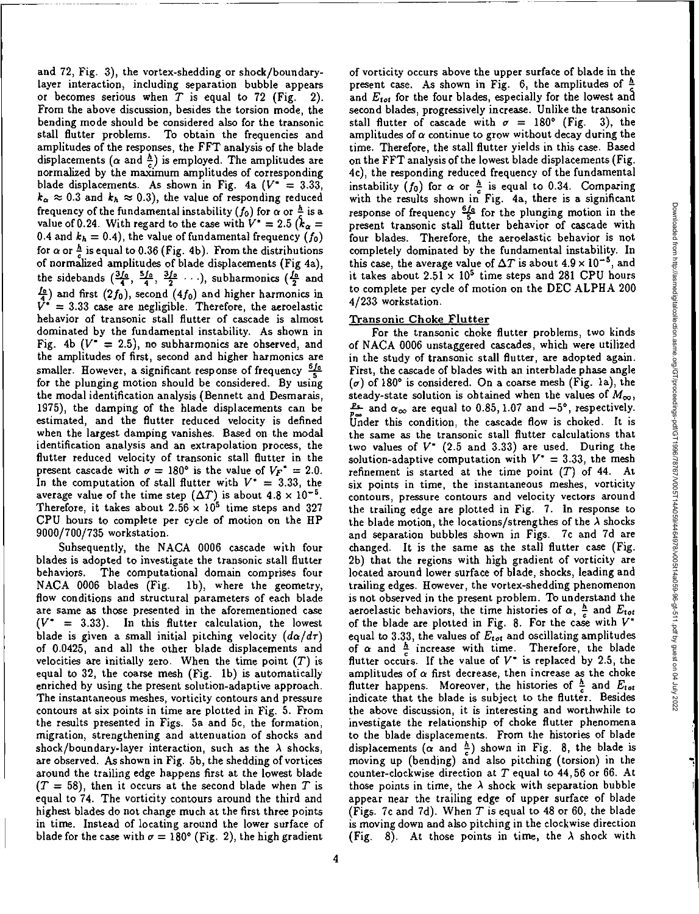and 72, Fig. 3), the vortex-shedding or shock/boundary-layer interaction, including separation bubble appears or becomes serious when $T$ is equal to 72 (Fig. 2). From the above discussion, besides the torsion mode, the bending mode should be considered also for the transonic stall flutter problems. To obtain the frequencies and amplitudes of the responses, the FFT analysis of the blade displacements ($\alpha$ and $\frac{h}{c}$) is employed. The amplitudes are normalized by the maximum amplitudes of corresponding blade displacements. As shown in Fig. 4a ($V^* = 3.33$, $k_\alpha \approx 0.3$ and $k_h \approx 0.3$), the value of responding reduced frequency of the fundamental instability ($f_0$) for $\alpha$ or $\frac{h}{c}$ is a value of 0.24. With regard to the case with $V^* = 2.5$ ($k_\alpha = 0.4$ and $k_h = 0.4$), the value of fundamental frequency ($f_0$) for $\alpha$ or $\frac{h}{c}$ is equal to 0.36 (Fig. 4b). From the distributions of normalized amplitudes of blade displacements (Fig 4a), the sidebands ($\frac{3f_0}{4}$, $\frac{5f_0}{4}$, $\frac{3f_0}{2}$ $\cdots$), subharmonics ($\frac{f_0}{2}$ and $\frac{f_0}{4}$) and first ($2f_0$), second ($4f_0$) and higher harmonics in $V^* = 3.33$ case are negligible. Therefore, the aeroelastic behavior of transonic stall flutter of cascade is almost dominated by the fundamental instability. As shown in Fig. 4b ($V^* = 2.5$), no subharmonics are observed, and the amplitudes of first, second and higher harmonics are smaller. However, a significant response of frequency $\frac{6f_0}{5}$ for the plunging motion should be considered. By using the modal identification analysis (Bennett and Desmarais, 1975), the damping of the blade displacements can be estimated, and the flutter reduced velocity is defined when the largest damping vanishes. Based on the modal identification analysis and an extrapolation process, the flutter reduced velocity of transonic stall flutter in the present cascade with $\sigma = 180°$ is the value of $V_F^* = 2.0$. In the computation of stall flutter with $V^* = 3.33$, the average value of the time step ($\Delta T$) is about $4.8 \times 10^{-5}$. Therefore, it takes about $2.56 \times 10^5$ time steps and 327 CPU hours to complete per cycle of motion on the HP 9000/700/735 workstation.

Subsequently, the NACA 0006 cascade with four blades is adopted to investigate the transonic stall flutter behaviors. The computational domain comprises four NACA 0006 blades (Fig. 1b), where the geometry, flow conditions and structural parameters of each blade are same as those presented in the aforementioned case ($V^* = 3.33$). In this flutter calculation, the lowest blade is given a small initial pitching velocity ($d\alpha/d\tau$) of 0.0425, and all the other blade displacements and velocities are initially zero. When the time point ($T$) is equal to 32, the coarse mesh (Fig. 1b) is automatically enriched by using the present solution-adaptive approach. The instantaneous meshes, vorticity contours and pressure contours at six points in time are plotted in Fig. 5. From the results presented in Figs. 5a and 5c, the formation, migration, strengthening and attenuation of shocks and shock/boundary-layer interaction, such as the $\lambda$ shocks, are observed. As shown in Fig. 5b, the shedding of vortices around the trailing edge happens first at the lowest blade ($T = 58$), then it occurs at the second blade when $T$ is equal to 74. The vorticity contours around the third and highest blades do not change much at the first three points in time. Instead of locating around the lower surface of blade for the case with $\sigma = 180°$ (Fig. 2), the high gradient of vorticity occurs above the upper surface of blade in the present case. As shown in Fig. 6, the amplitudes of $\frac{h}{c}$ and $E_{tot}$ for the four blades, especially for the lowest and second blades, progressively increase. Unlike the transonic stall flutter of cascade with $\sigma = 180°$ (Fig. 3), the amplitudes of $\alpha$ continue to grow without decay during the time. Therefore, the stall flutter yields in this case. Based on the FFT analysis of the lowest blade displacements (Fig. 4c), the responding reduced frequency of the fundamental instability ($f_0$) for $\alpha$ or $\frac{h}{c}$ is equal to 0.34. Comparing with the results shown in Fig. 4a, there is a significant response of frequency $\frac{6f_0}{5}$ for the plunging motion in the present transonic stall flutter behavior of cascade with four blades. Therefore, the aeroelastic behavior is not completely dominated by the fundamental instability. In this case, the average value of $\Delta T$ is about $4.9 \times 10^{-5}$, and it takes about $2.51 \times 10^5$ time steps and 281 CPU hours to complete per cycle of motion on the DEC ALPHA 200 4/233 workstation.

## Transonic Choke Flutter

For the transonic choke flutter problems, two kinds of NACA 0006 unstaggered cascades, which were utilized in the study of transonic stall flutter, are adopted again. First, the cascade of blades with an interblade phase angle ($\sigma$) of 180° is considered. On a coarse mesh (Fig. 1a), the steady-state solution is obtained when the values of $M_\infty$, $\frac{p_e}{p_\infty}$ and $\alpha_\infty$ are equal to 0.85, 1.07 and $-5°$, respectively. Under this condition, the cascade flow is choked. It is the same as the transonic stall flutter calculations that two values of $V^*$ (2.5 and 3.33) are used. During the solution-adaptive computation with $V^* = 3.33$, the mesh refinement is started at the time point ($T$) of 44. At six points in time, the instantaneous meshes, vorticity contours, pressure contours and velocity vectors around the trailing edge are plotted in Fig. 7. In response to the blade motion, the locations/strengthes of the $\lambda$ shocks and separation bubbles shown in Figs. 7c and 7d are changed. It is the same as the stall flutter case (Fig. 2b) that the regions with high gradient of vorticity are located around lower surface of blade, shocks, leading and trailing edges. However, the vortex-shedding phenomenon is not observed in the present problem. To understand the aeroelastic behaviors, the time histories of $\alpha$, $\frac{h}{c}$ and $E_{tot}$ of the blade are plotted in Fig. 8. For the case with $V^*$ equal to 3.33, the values of $E_{tot}$ and oscillating amplitudes of $\alpha$ and $\frac{h}{c}$ increase with time. Therefore, the blade flutter occurs. If the value of $V^*$ is replaced by 2.5, the amplitudes of $\alpha$ first decrease, then increase as the choke flutter happens. Moreover, the histories of $\frac{h}{c}$ and $E_{tot}$ indicate that the blade is subject to the flutter. Besides the above discussion, it is interesting and worthwhile to investigate the relationship of choke flutter phenomena to the blade displacements. From the histories of blade displacements ($\alpha$ and $\frac{h}{c}$) shown in Fig. 8, the blade is moving up (bending) and also pitching (torsion) in the counter-clockwise direction at $T$ equal to 44, 56 or 66. At those points in time, the $\lambda$ shock with separation bubble appear near the trailing edge of upper surface of blade (Figs. 7c and 7d). When $T$ is equal to 48 or 60, the blade is moving down and also pitching in the clockwise direction (Fig. 8). At those points in time, the $\lambda$ shock with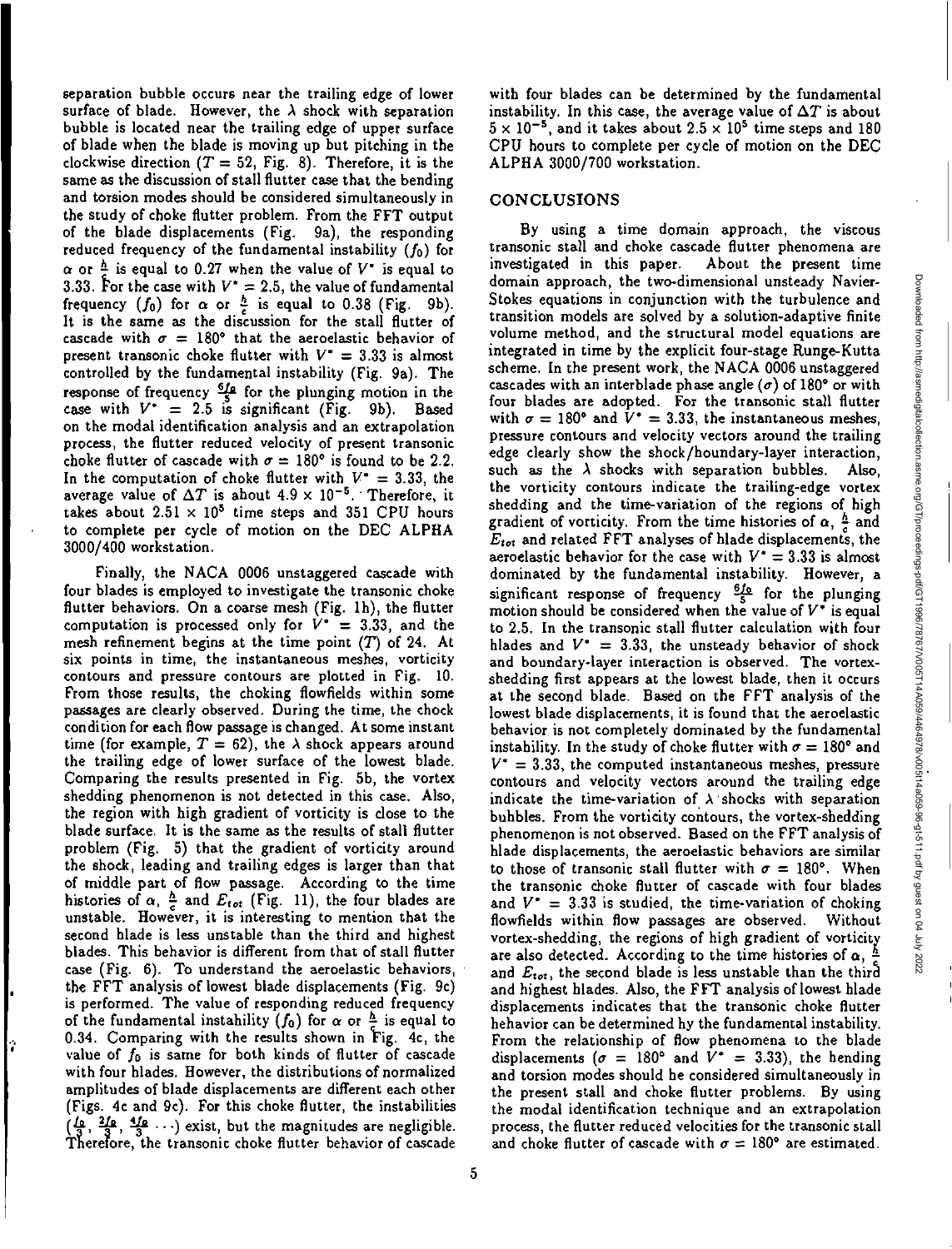separation bubble occurs near the trailing edge of lower surface of blade. However, the $\lambda$ shock with separation bubble is located near the trailing edge of upper surface of blade when the blade is moving up but pitching in the clockwise direction ($T = 52$, Fig. 8). Therefore, it is the same as the discussion of stall flutter case that the bending and torsion modes should be considered simultaneously in the study of choke flutter problem. From the FFT output of the blade displacements (Fig. 9a), the responding reduced frequency of the fundamental instability ($f_0$) for $\alpha$ or $\frac{h}{c}$ is equal to 0.27 when the value of $V^*$ is equal to 3.33. For the case with $V^* = 2.5$, the value of fundamental frequency ($f_0$) for $\alpha$ or $\frac{h}{c}$ is equal to 0.38 (Fig. 9b). It is the same as the discussion for the stall flutter of cascade with $\sigma = 180°$ that the aeroelastic behavior of present transonic choke flutter with $V^* = 3.33$ is almost controlled by the fundamental instability (Fig. 9a). The response of frequency $\frac{6f_0}{5}$ for the plunging motion in the case with $V^* = 2.5$ is significant (Fig. 9b). Based on the modal identification analysis and an extrapolation process, the flutter reduced velocity of present transonic choke flutter of cascade with $\sigma = 180°$ is found to be 2.2. In the computation of choke flutter with $V^* = 3.33$, the average value of $\Delta T$ is about $4.9 \times 10^{-5}$. Therefore, it takes about $2.51 \times 10^5$ time steps and 351 CPU hours to complete per cycle of motion on the DEC ALPHA 3000/400 workstation.

Finally, the NACA 0006 unstaggered cascade with four blades is employed to investigate the transonic choke flutter behaviors. On a coarse mesh (Fig. 1h), the flutter computation is processed only for $V^* = 3.33$, and the mesh refinement begins at the time point ($T$) of 24. At six points in time, the instantaneous meshes, vorticity contours and pressure contours are plotted in Fig. 10. From those results, the choking flowfields within some passages are clearly observed. During the time, the chock condition for each flow passage is changed. At some instant time (for example, $T = 62$), the $\lambda$ shock appears around the trailing edge of lower surface of the lowest blade. Comparing the results presented in Fig. 5b, the vortex shedding phenomenon is not detected in this case. Also, the region with high gradient of vorticity is close to the blade surface. It is the same as the results of stall flutter problem (Fig. 5) that the gradient of vorticity around the shock, leading and trailing edges is larger than that of middle part of flow passage. According to the time histories of $\alpha$, $\frac{h}{c}$ and $E_{tot}$ (Fig. 11), the four blades are unstable. However, it is interesting to mention that the second blade is less unstable than the third and highest blades. This behavior is different from that of stall flutter case (Fig. 6). To understand the aeroelastic behaviors, the FFT analysis of lowest blade displacements (Fig. 9c) is performed. The value of responding reduced frequency of the fundamental instability ($f_0$) for $\alpha$ or $\frac{h}{c}$ is equal to 0.34. Comparing with the results shown in Fig. 4c, the value of $f_0$ is same for both kinds of flutter of cascade with four blades. However, the distributions of normalized amplitudes of blade displacements are different each other (Figs. 4c and 9c). For this choke flutter, the instabilities ($\frac{f_0}{3}$, $\frac{2f_0}{3}$, $\frac{4f_0}{3}$ ...) exist, but the magnitudes are negligible. Therefore, the transonic choke flutter behavior of cascade with four blades can be determined by the fundamental instability. In this case, the average value of $\Delta T$ is about $5 \times 10^{-5}$, and it takes about $2.5 \times 10^5$ time steps and 180 CPU hours to complete per cycle of motion on the DEC ALPHA 3000/700 workstation.

## CONCLUSIONS

By using a time domain approach, the viscous transonic stall and choke cascade flutter phenomena are investigated in this paper. About the present time domain approach, the two-dimensional unsteady Navier-Stokes equations in conjunction with the turbulence and transition models are solved by a solution-adaptive finite volume method, and the structural model equations are integrated in time by the explicit four-stage Runge-Kutta scheme. In the present work, the NACA 0006 unstaggered cascades with an interblade phase angle ($\sigma$) of 180° or with four blades are adopted. For the transonic stall flutter with $\sigma = 180°$ and $V^* = 3.33$, the instantaneous meshes, pressure contours and velocity vectors around the trailing edge clearly show the shock/boundary-layer interaction, such as the $\lambda$ shocks with separation bubbles. Also, the vorticity contours indicate the trailing-edge vortex shedding and the time-variation of the regions of high gradient of vorticity. From the time histories of $\alpha$, $\frac{h}{c}$ and $E_{tot}$ and related FFT analyses of blade displacements, the aeroelastic behavior for the case with $V^* = 3.33$ is almost dominated by the fundamental instability. However, a significant response of frequency $\frac{6f_0}{5}$ for the plunging motion should be considered when the value of $V^*$ is equal to 2.5. In the transonic stall flutter calculation with four blades and $V^* = 3.33$, the unsteady behavior of shock and boundary-layer interaction is observed. The vortex-shedding first appears at the lowest blade, then it occurs at the second blade. Based on the FFT analysis of the lowest blade displacements, it is found that the aeroelastic behavior is not completely dominated by the fundamental instability. In the study of choke flutter with $\sigma = 180°$ and $V^* = 3.33$, the computed instantaneous meshes, pressure contours and velocity vectors around the trailing edge indicate the time-variation of $\lambda$ shocks with separation bubbles. From the vorticity contours, the vortex-shedding phenomenon is not observed. Based on the FFT analysis of blade displacements, the aeroelastic behaviors are similar to those of transonic stall flutter with $\sigma = 180°$. When the transonic choke flutter of cascade with four blades and $V^* = 3.33$ is studied, the time-variation of choking flowfields within flow passages are observed. Without vortex-shedding, the regions of high gradient of vorticity are also detected. According to the time histories of $\alpha$, $\frac{h}{c}$ and $E_{tot}$, the second blade is less unstable than the third and highest blades. Also, the FFT analysis of lowest blade displacements indicates that the transonic choke flutter behavior can be determined by the fundamental instability. From the relationship of flow phenomena to the blade displacements ($\sigma = 180°$ and $V^* = 3.33$), the bending and torsion modes should be considered simultaneously in the present stall and choke flutter problems. By using the modal identification technique and an extrapolation process, the flutter reduced velocities for the transonic stall and choke flutter of cascade with $\sigma = 180°$ are estimated.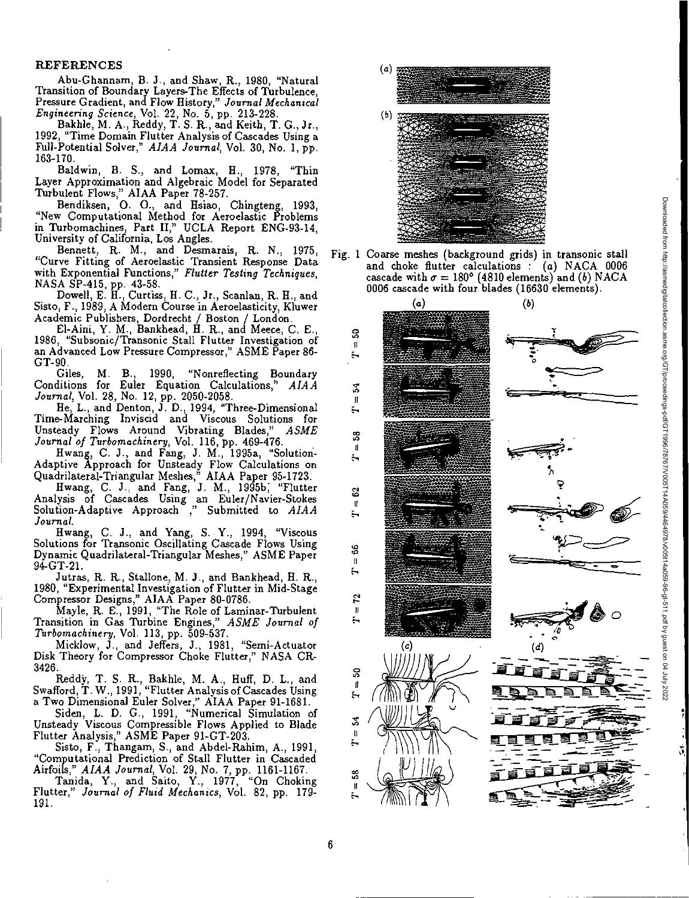## REFERENCES

Abu-Ghannam, B. J., and Shaw, R., 1980, "Natural Transition of Boundary Layers-The Effects of Turbulence, Pressure Gradient, and Flow History," *Journal Mechanical Engineering Science*, Vol. 22, No. 5, pp. 213-228.

Bakhle, M. A., Reddy, T. S. R., and Keith, T. G., Jr., 1992, "Time Domain Flutter Analysis of Cascades Using a Full-Potential Solver," *AIAA Journal*, Vol. 30, No. 1, pp. 163-170.

Baldwin, B. S., and Lomax, H., 1978, "Thin Layer Approximation and Algebraic Model for Separated Turbulent Flows," AIAA Paper 78-257.

Bendiksen, O. O., and Hsiao, Chingteng, 1993, "New Computational Method for Aeroelastic Problems in Turbomachines, Part II," UCLA Report ENG-93-14, University of California, Los Angles.

Bennett, R. M., and Desmarais, R. N., 1975, "Curve Fitting of Aeroelastic Transient Response Data with Exponential Functions," *Flutter Testing Techniques*, NASA SP-415, pp. 43-58.

Dowell, E. H., Curtiss, H. C., Jr., Scanlan, R. H., and Sisto, F., 1989, A Modern Course in Aeroelasticity, Kluwer Academic Publishers, Dordrecht / Boston / London.

El-Aini, Y. M., Bankhead, H. R., and Meece, C. E., 1986, "Subsonic/Transonic Stall Flutter Investigation of an Advanced Low Pressure Compressor," ASME Paper 86-GT-90.

Giles, M. B., 1990, "Nonreflecting Boundary Conditions for Euler Equation Calculations," *AIAA Journal*, Vol. 28, No. 12, pp. 2050-2058.

He, L., and Denton, J. D., 1994, "Three-Dimensional Time-Marching Inviscid and Viscous Solutions for Unsteady Flows Around Vibrating Blades," *ASME Journal of Turbomachinery*, Vol. 116, pp. 469-476.

Hwang, C. J., and Fang, J. M., 1995a, "Solution-Adaptive Approach for Unsteady Flow Calculations on Quadrilateral-Triangular Meshes," AIAA Paper 95-1723.

Hwang, C. J., and Fang, J. M., 1995b, "Flutter Analysis of Cascades Using an Euler/Navier-Stokes Solution-Adaptive Approach ," Submitted to *AIAA Journal*.

Hwang, C. J., and Yang, S. Y., 1994, "Viscous Solutions for Transonic Oscillating Cascade Flows Using Dynamic Quadrilateral-Triangular Meshes," ASME Paper 94-GT-21.

Jutras, R. R., Stallone, M. J., and Bankhead, H. R., 1980, "Experimental Investigation of Flutter in Mid-Stage Compressor Designs," AIAA Paper 80-0786.

Mayle, R. E., 1991, "The Role of Laminar-Turbulent Transition in Gas Turbine Engines," *ASME Journal of Turbomachinery*, Vol. 113, pp. 509-537.

Micklow, J., and Jeffers, J., 1981, "Semi-Actuator Disk Theory for Compressor Choke Flutter," NASA CR-3426.

Reddy, T. S. R., Bakhle, M. A., Huff, D. L., and Swafford, T. W., 1991, "Flutter Analysis of Cascades Using a Two Dimensional Euler Solver," AIAA Paper 91-1681.

Siden, L. D. G., 1991, "Numerical Simulation of Unsteady Viscous Compressible Flows Applied to Blade Flutter Analysis," ASME Paper 91-GT-203.

Sisto, F., Thangam, S., and Abdel-Rahim, A., 1991, "Computational Prediction of Stall Flutter in Cascaded Airfoils," *AIAA Journal*, Vol. 29, No. 7, pp. 1161-1167.

Tanida, Y., and Saito, Y., 1977, "On Choking Flutter," *Journal of Fluid Mechanics*, Vol. 82, pp. 179-191.

Fig. 1 Coarse meshes (background grids) in transonic stall and choke flutter calculations : (a) NACA 0006 cascade with $\sigma = 180°$ (4810 elements) and (b) NACA 0006 cascade with four blades (16630 elements).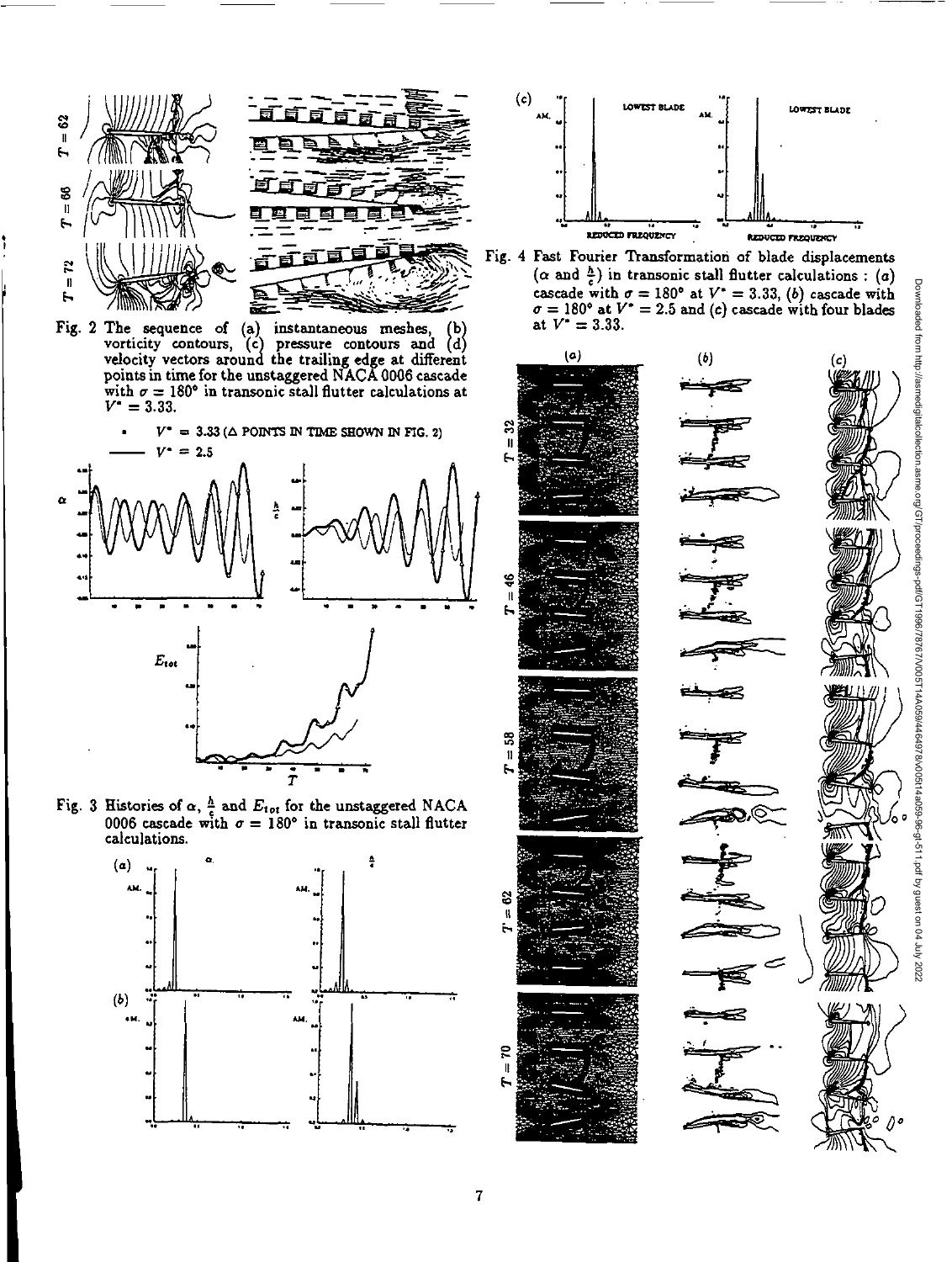Fig. 2 The sequence of (a) instantaneous meshes, (b) vorticity contours, (c) pressure contours and (d) velocity vectors around the trailing edge at different points in time for the unstaggered NACA 0006 cascade with $\sigma = 180°$ in transonic stall flutter calculations at $V^* = 3.33$.

Fig. 3 Histories of $\alpha$, $\frac{h}{c}$ and $E_{tot}$ for the unstaggered NACA 0006 cascade with $\sigma = 180°$ in transonic stall flutter calculations.

Fig. 4 Fast Fourier Transformation of blade displacements ($\alpha$ and $\frac{h}{c}$) in transonic stall flutter calculations : (a) cascade with $\sigma = 180°$ at $V^* = 3.33$, (b) cascade with $\sigma = 180°$ at $V^* = 2.5$ and (c) cascade with four blades at $V^* = 3.33$.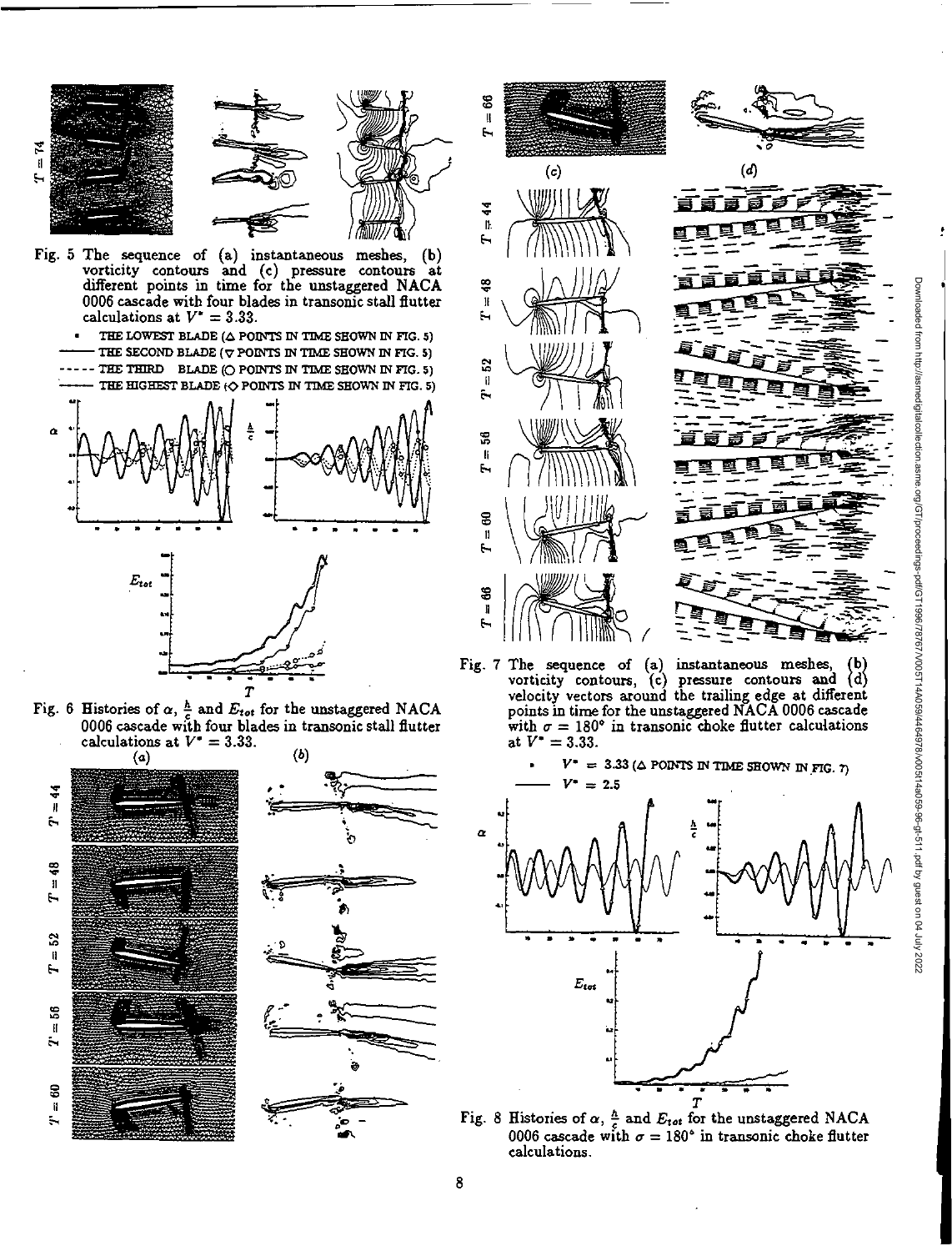Fig. 5 The sequence of (a) instantaneous meshes, (b) vorticity contours and (c) pressure contours at different points in time for the unstaggered NACA 0006 cascade with four blades in transonic stall flutter calculations at $V^* = 3.33$.

Fig. 6 Histories of $\alpha$, $\frac{h}{c}$ and $E_{tot}$ for the unstaggered NACA 0006 cascade with four blades in transonic stall flutter calculations at $V^* = 3.33$.

Fig. 7 The sequence of (a) instantaneous meshes, (b) vorticity contours, (c) pressure contours and (d) velocity vectors around the trailing edge at different points in time for the unstaggered NACA 0006 cascade with $\sigma = 180°$ in transonic choke flutter calculations at $V^* = 3.33$.

Fig. 8 Histories of $\alpha$, $\frac{h}{c}$ and $E_{tot}$ for the unstaggered NACA 0006 cascade with $\sigma = 180°$ in transonic choke flutter calculations.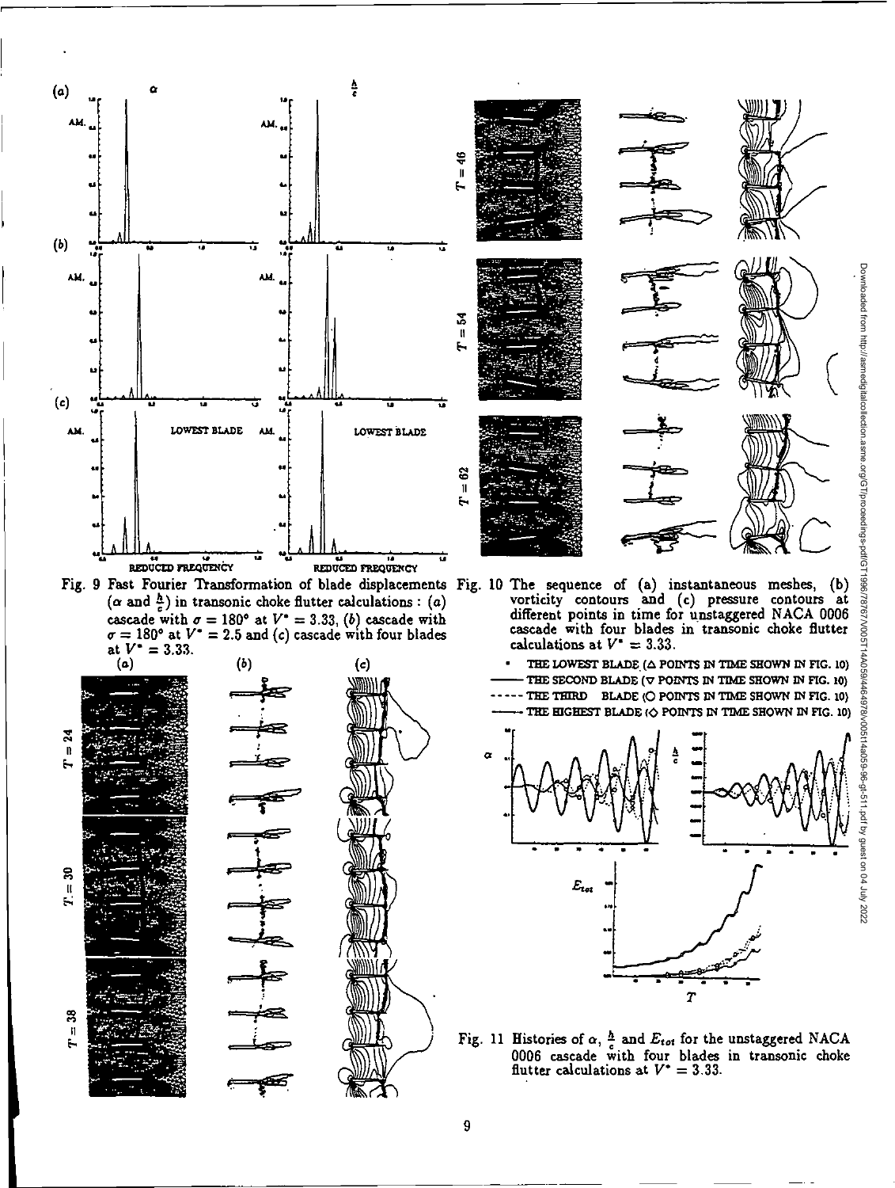(a) α $\frac{h}{c}$

AM.

(b)

AM.

(c)

AM. LOWEST BLADE AM. LOWEST BLADE

REDUCED FREQUENCY REDUCED FREQUENCY

Fig. 9 Fast Fourier Transformation of blade displacements ($\alpha$ and $\frac{h}{c}$) in transonic choke flutter calculations : (a) cascade with $\sigma = 180°$ at $V^* = 3.33$, (b) cascade with $\sigma = 180°$ at $V^* = 2.5$ and (c) cascade with four blades at $V^* = 3.33$.

$T = 46$

$T = 54$

$T = 62$

Fig. 10 The sequence of (a) instantaneous meshes, (b) vorticity contours and (c) pressure contours at different points in time for unstaggered NACA 0006 cascade with four blades in transonic choke flutter calculations at $V^* = 3.33$.

(a) (b) (c)

$T = 24$

$T = 30$

$T = 38$

- THE LOWEST BLADE (△ POINTS IN TIME SHOWN IN FIG. 10)
- THE SECOND BLADE (▽ POINTS IN TIME SHOWN IN FIG. 10)
- THE THIRD BLADE (○ POINTS IN TIME SHOWN IN FIG. 10)
- THE HIGHEST BLADE (◇ POINTS IN TIME SHOWN IN FIG. 10)

α $\frac{h}{c}$

$E_{tot}$

$T$

Fig. 11 Histories of $\alpha$, $\frac{h}{c}$ and $E_{tot}$ for the unstaggered NACA 0006 cascade with four blades in transonic choke flutter calculations at $V^* = 3.33$.